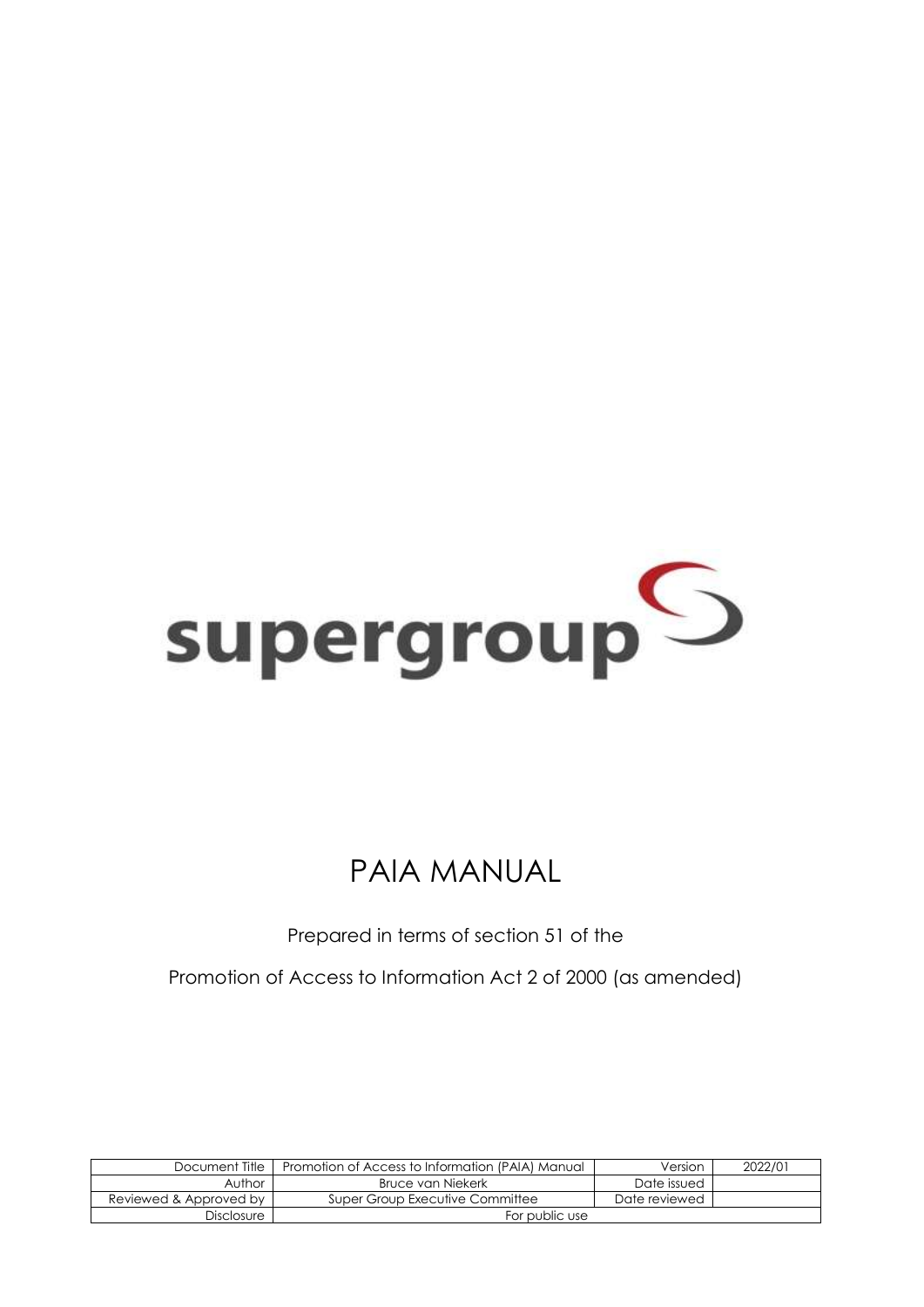supergroup

# PAIA MANUAL

Prepared in terms of section 51 of the

Promotion of Access to Information Act 2 of 2000 (as amended)

| Document Title | Promotion of Access to Information (PAIA) Manual | Version | 2022/01 |
|---|---|---|---|
| Author | Bruce van Niekerk | Date issued | |
| Reviewed & Approved by | Super Group Executive Committee | Date reviewed | |
| Disclosure | For public use | | |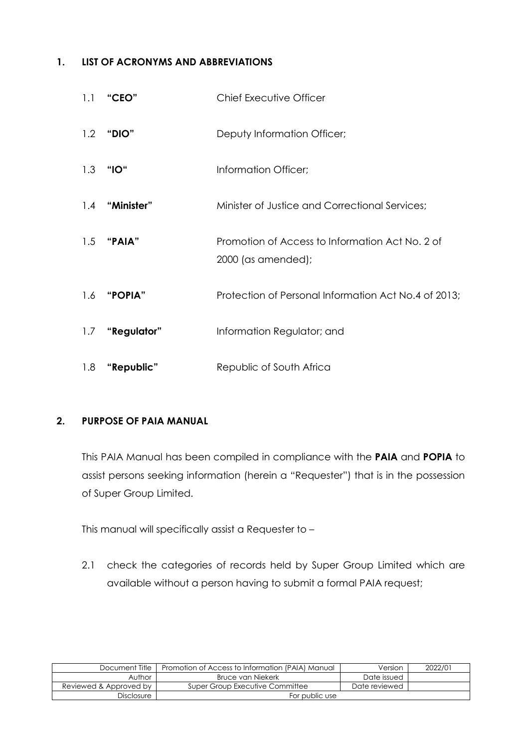## 1. LIST OF ACRONYMS AND ABBREVIATIONS

1.1 **"CEO"** Chief Executive Officer

1.2 **"DIO"** Deputy Information Officer;

1.3 **"IO"** Information Officer;

1.4 **"Minister"** Minister of Justice and Correctional Services;

1.5 **"PAIA"** Promotion of Access to Information Act No. 2 of 2000 (as amended);

1.6 **"POPIA"** Protection of Personal Information Act No.4 of 2013;

1.7 **"Regulator"** Information Regulator; and

1.8 **"Republic"** Republic of South Africa

## 2. PURPOSE OF PAIA MANUAL

This PAIA Manual has been compiled in compliance with the **PAIA** and **POPIA** to assist persons seeking information (herein a "Requester") that is in the possession of Super Group Limited.

This manual will specifically assist a Requester to –

2.1 check the categories of records held by Super Group Limited which are available without a person having to submit a formal PAIA request;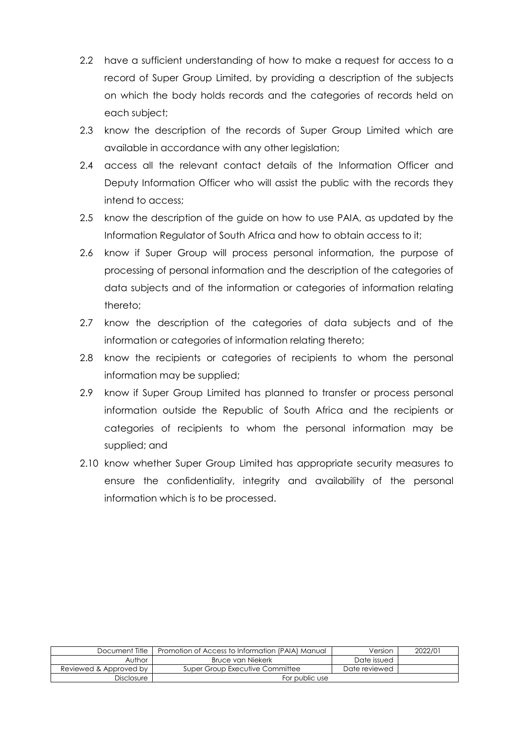2.2 have a sufficient understanding of how to make a request for access to a record of Super Group Limited, by providing a description of the subjects on which the body holds records and the categories of records held on each subject;

2.3 know the description of the records of Super Group Limited which are available in accordance with any other legislation;

2.4 access all the relevant contact details of the Information Officer and Deputy Information Officer who will assist the public with the records they intend to access;

2.5 know the description of the guide on how to use PAIA, as updated by the Information Regulator of South Africa and how to obtain access to it;

2.6 know if Super Group will process personal information, the purpose of processing of personal information and the description of the categories of data subjects and of the information or categories of information relating thereto;

2.7 know the description of the categories of data subjects and of the information or categories of information relating thereto;

2.8 know the recipients or categories of recipients to whom the personal information may be supplied;

2.9 know if Super Group Limited has planned to transfer or process personal information outside the Republic of South Africa and the recipients or categories of recipients to whom the personal information may be supplied; and

2.10 know whether Super Group Limited has appropriate security measures to ensure the confidentiality, integrity and availability of the personal information which is to be processed.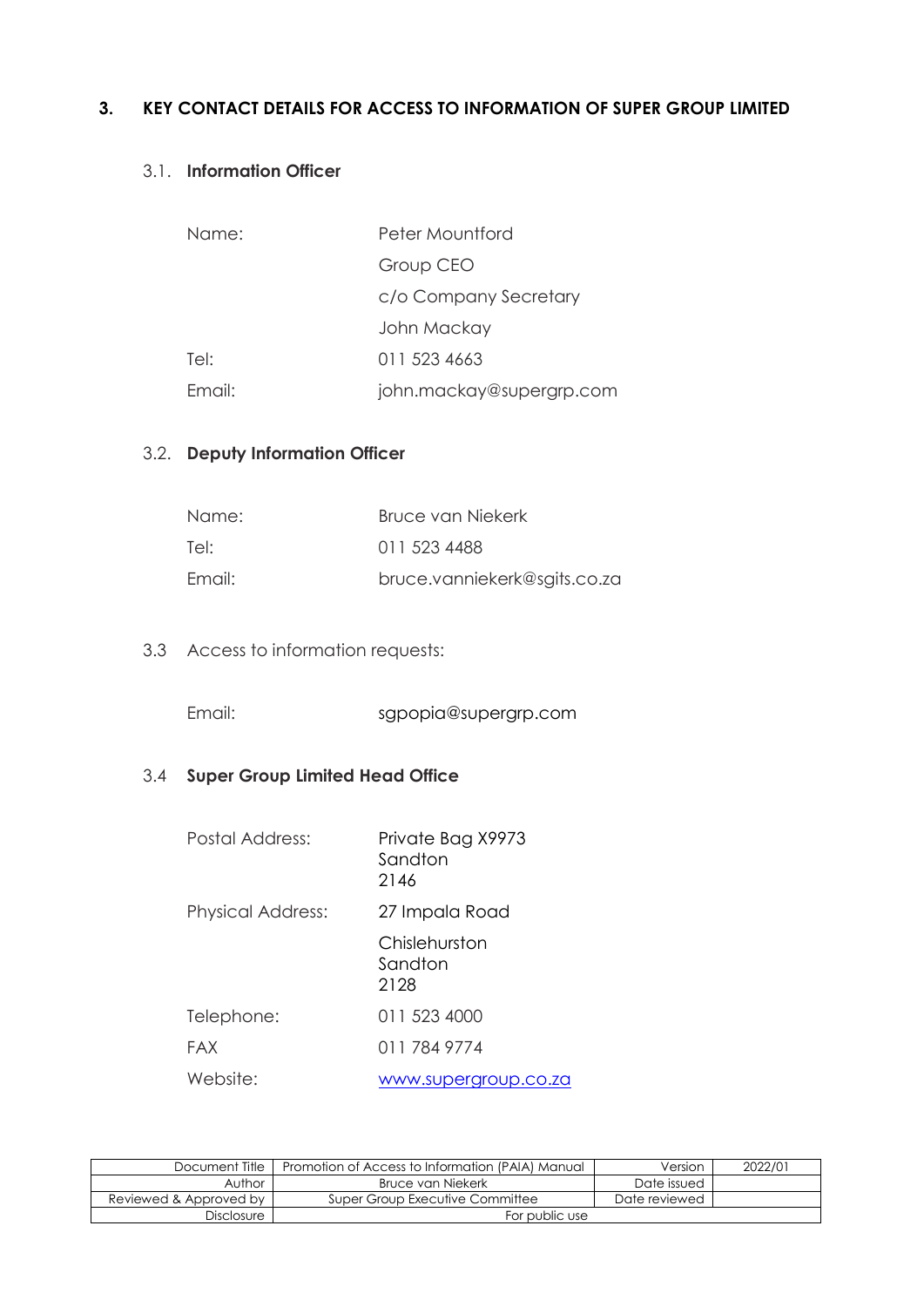## 3. KEY CONTACT DETAILS FOR ACCESS TO INFORMATION OF SUPER GROUP LIMITED

### 3.1. Information Officer

| | |
|---|---|
| Name: | Peter Mountford<br>Group CEO<br>c/o Company Secretary<br>John Mackay |
| Tel: | 011 523 4663 |
| Email: | john.mackay@supergrp.com |

### 3.2. Deputy Information Officer

| | |
|---|---|
| Name: | Bruce van Niekerk |
| Tel: | 011 523 4488 |
| Email: | bruce.vanniekerk@sgits.co.za |

### 3.3 Access to information requests:

| | |
|---|---|
| Email: | sgpopia@supergrp.com |

### 3.4 Super Group Limited Head Office

| | |
|---|---|
| Postal Address: | Private Bag X9973<br>Sandton<br>2146 |
| Physical Address: | 27 Impala Road<br>Chislehurston<br>Sandton<br>2128 |
| Telephone: | 011 523 4000 |
| FAX | 011 784 9774 |
| Website: | [www.supergroup.co.za](http://www.supergroup.co.za) |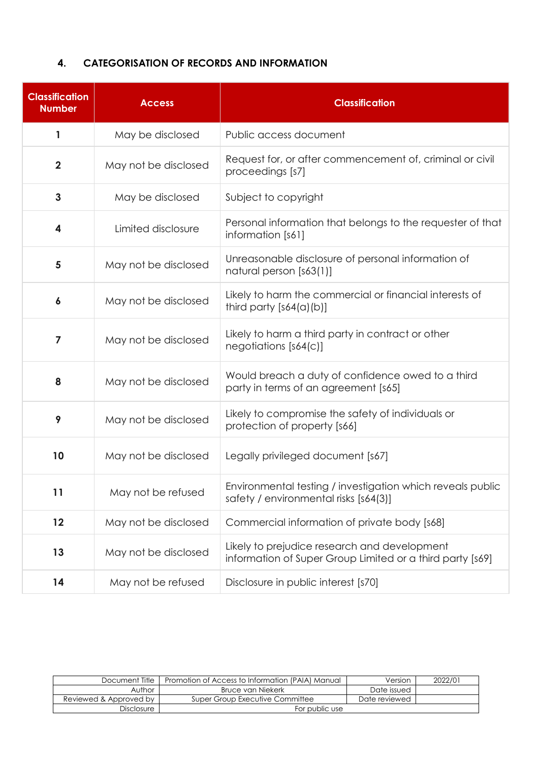## 4. CATEGORISATION OF RECORDS AND INFORMATION

| Classification Number | Access | Classification |
|---|---|---|
| 1 | May be disclosed | Public access document |
| 2 | May not be disclosed | Request for, or after commencement of, criminal or civil proceedings [s7] |
| 3 | May be disclosed | Subject to copyright |
| 4 | Limited disclosure | Personal information that belongs to the requester of that information [s61] |
| 5 | May not be disclosed | Unreasonable disclosure of personal information of natural person [s63(1)] |
| 6 | May not be disclosed | Likely to harm the commercial or financial interests of third party [s64(a)(b)] |
| 7 | May not be disclosed | Likely to harm a third party in contract or other negotiations [s64(c)] |
| 8 | May not be disclosed | Would breach a duty of confidence owed to a third party in terms of an agreement [s65] |
| 9 | May not be disclosed | Likely to compromise the safety of individuals or protection of property [s66] |
| 10 | May not be disclosed | Legally privileged document [s67] |
| 11 | May not be refused | Environmental testing / investigation which reveals public safety / environmental risks [s64(3)] |
| 12 | May not be disclosed | Commercial information of private body [s68] |
| 13 | May not be disclosed | Likely to prejudice research and development information of Super Group Limited or a third party [s69] |
| 14 | May not be refused | Disclosure in public interest [s70] |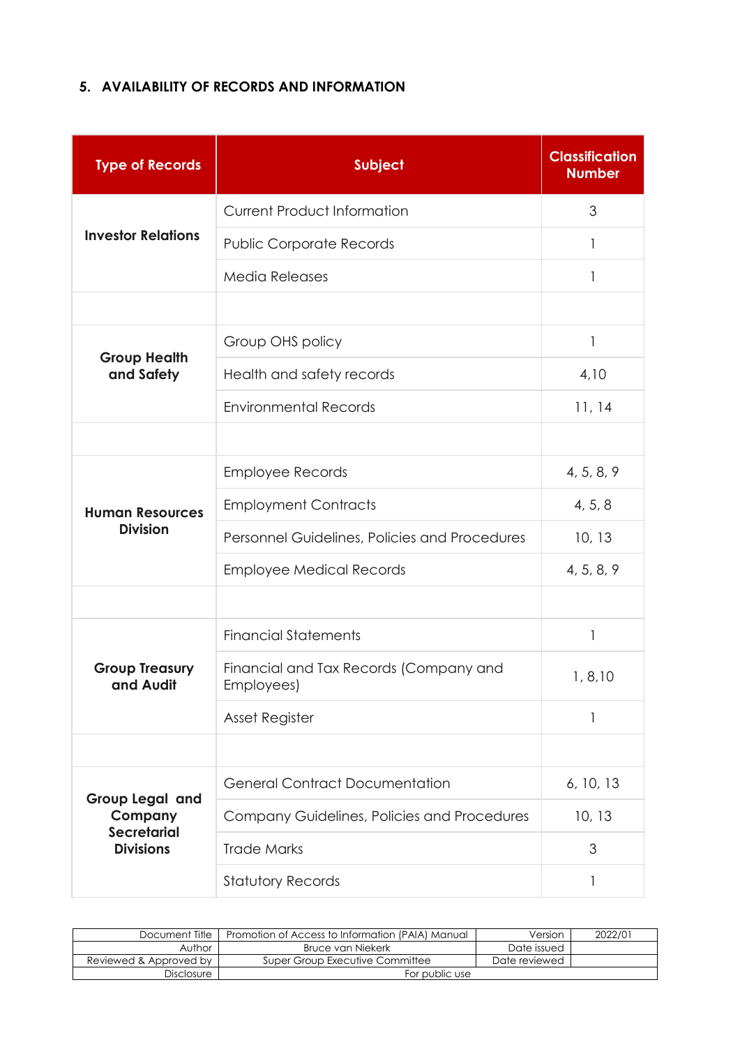## 5. AVAILABILITY OF RECORDS AND INFORMATION

| Type of Records | Subject | Classification Number |
|---|---|---|
| **Investor Relations** | Current Product Information | 3 |
| | Public Corporate Records | 1 |
| | Media Releases | 1 |
| | | |
| **Group Health and Safety** | Group OHS policy | 1 |
| | Health and safety records | 4,10 |
| | Environmental Records | 11, 14 |
| | | |
| **Human Resources Division** | Employee Records | 4, 5, 8, 9 |
| | Employment Contracts | 4, 5, 8 |
| | Personnel Guidelines, Policies and Procedures | 10, 13 |
| | Employee Medical Records | 4, 5, 8, 9 |
| | | |
| **Group Treasury and Audit** | Financial Statements | 1 |
| | Financial and Tax Records (Company and Employees) | 1, 8,10 |
| | Asset Register | 1 |
| | | |
| **Group Legal and Company Secretarial Divisions** | General Contract Documentation | 6, 10, 13 |
| | Company Guidelines, Policies and Procedures | 10, 13 |
| | Trade Marks | 3 |
| | Statutory Records | 1 |

| Document Title | Promotion of Access to Information (PAIA) Manual | Version | 2022/01 |
|---|---|---|---|
| Author | Bruce van Niekerk | Date issued | |
| Reviewed & Approved by | Super Group Executive Committee | Date reviewed | |
| Disclosure | For public use | | |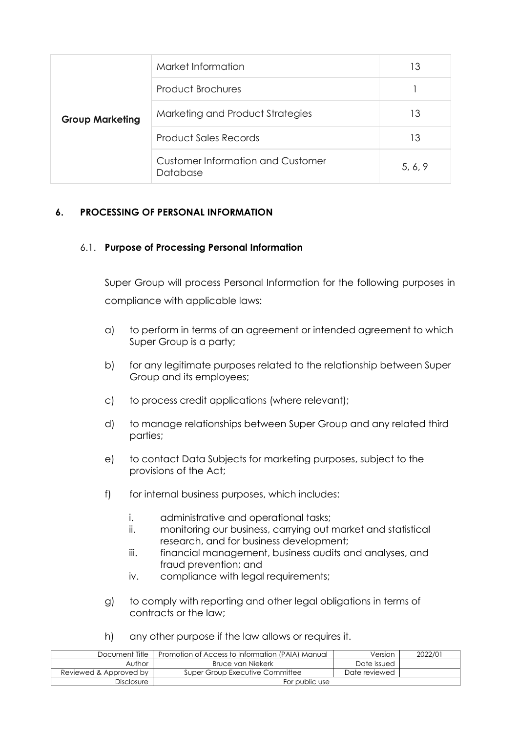| | | |
|---|---|---|
| **Group Marketing** | Market Information | 13 |
| | Product Brochures | 1 |
| | Marketing and Product Strategies | 13 |
| | Product Sales Records | 13 |
| | Customer Information and Customer Database | 5, 6, 9 |

## 6. PROCESSING OF PERSONAL INFORMATION

### 6.1. Purpose of Processing Personal Information

Super Group will process Personal Information for the following purposes in compliance with applicable laws:

a) to perform in terms of an agreement or intended agreement to which Super Group is a party;

b) for any legitimate purposes related to the relationship between Super Group and its employees;

c) to process credit applications (where relevant);

d) to manage relationships between Super Group and any related third parties;

e) to contact Data Subjects for marketing purposes, subject to the provisions of the Act;

f) for internal business purposes, which includes:

   i. administrative and operational tasks;
   ii. monitoring our business, carrying out market and statistical research, and for business development;
   iii. financial management, business audits and analyses, and fraud prevention; and
   iv. compliance with legal requirements;

g) to comply with reporting and other legal obligations in terms of contracts or the law;

h) any other purpose if the law allows or requires it.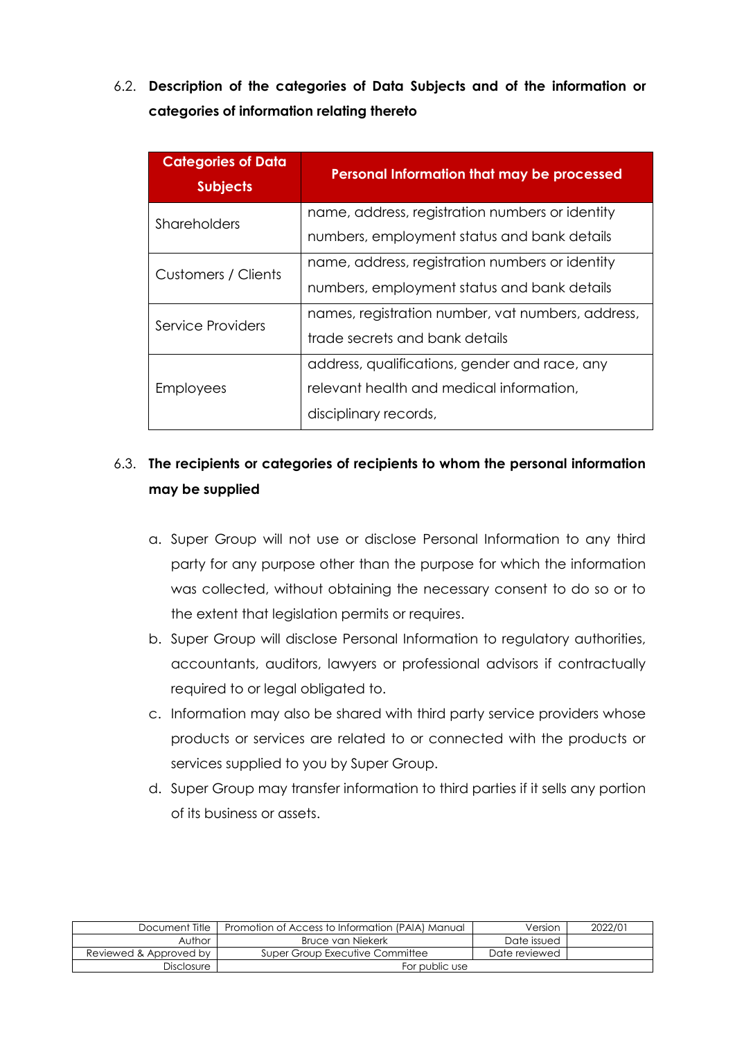### 6.2. **Description of the categories of Data Subjects and of the information or categories of information relating thereto**

| Categories of Data Subjects | Personal Information that may be processed |
|---|---|
| Shareholders | name, address, registration numbers or identity numbers, employment status and bank details |
| Customers / Clients | name, address, registration numbers or identity numbers, employment status and bank details |
| Service Providers | names, registration number, vat numbers, address, trade secrets and bank details |
| Employees | address, qualifications, gender and race, any relevant health and medical information, disciplinary records, |

### 6.3. **The recipients or categories of recipients to whom the personal information may be supplied**

a. Super Group will not use or disclose Personal Information to any third party for any purpose other than the purpose for which the information was collected, without obtaining the necessary consent to do so or to the extent that legislation permits or requires.

b. Super Group will disclose Personal Information to regulatory authorities, accountants, auditors, lawyers or professional advisors if contractually required to or legal obligated to.

c. Information may also be shared with third party service providers whose products or services are related to or connected with the products or services supplied to you by Super Group.

d. Super Group may transfer information to third parties if it sells any portion of its business or assets.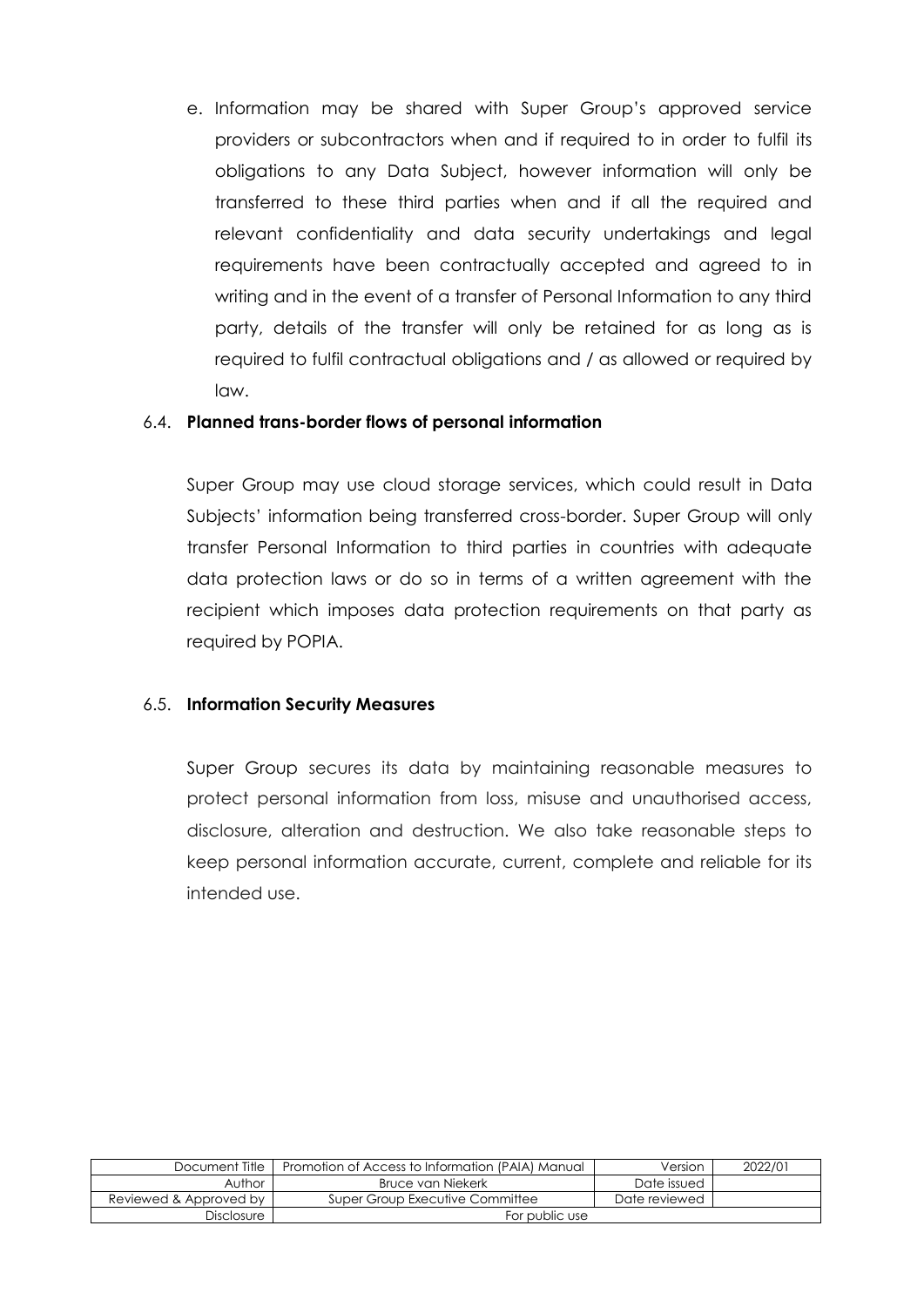e. Information may be shared with Super Group's approved service providers or subcontractors when and if required to in order to fulfil its obligations to any Data Subject, however information will only be transferred to these third parties when and if all the required and relevant confidentiality and data security undertakings and legal requirements have been contractually accepted and agreed to in writing and in the event of a transfer of Personal Information to any third party, details of the transfer will only be retained for as long as is required to fulfil contractual obligations and / as allowed or required by law.

### 6.4. **Planned trans-border flows of personal information**

Super Group may use cloud storage services, which could result in Data Subjects' information being transferred cross-border. Super Group will only transfer Personal Information to third parties in countries with adequate data protection laws or do so in terms of a written agreement with the recipient which imposes data protection requirements on that party as required by POPIA.

### 6.5. **Information Security Measures**

Super Group secures its data by maintaining reasonable measures to protect personal information from loss, misuse and unauthorised access, disclosure, alteration and destruction. We also take reasonable steps to keep personal information accurate, current, complete and reliable for its intended use.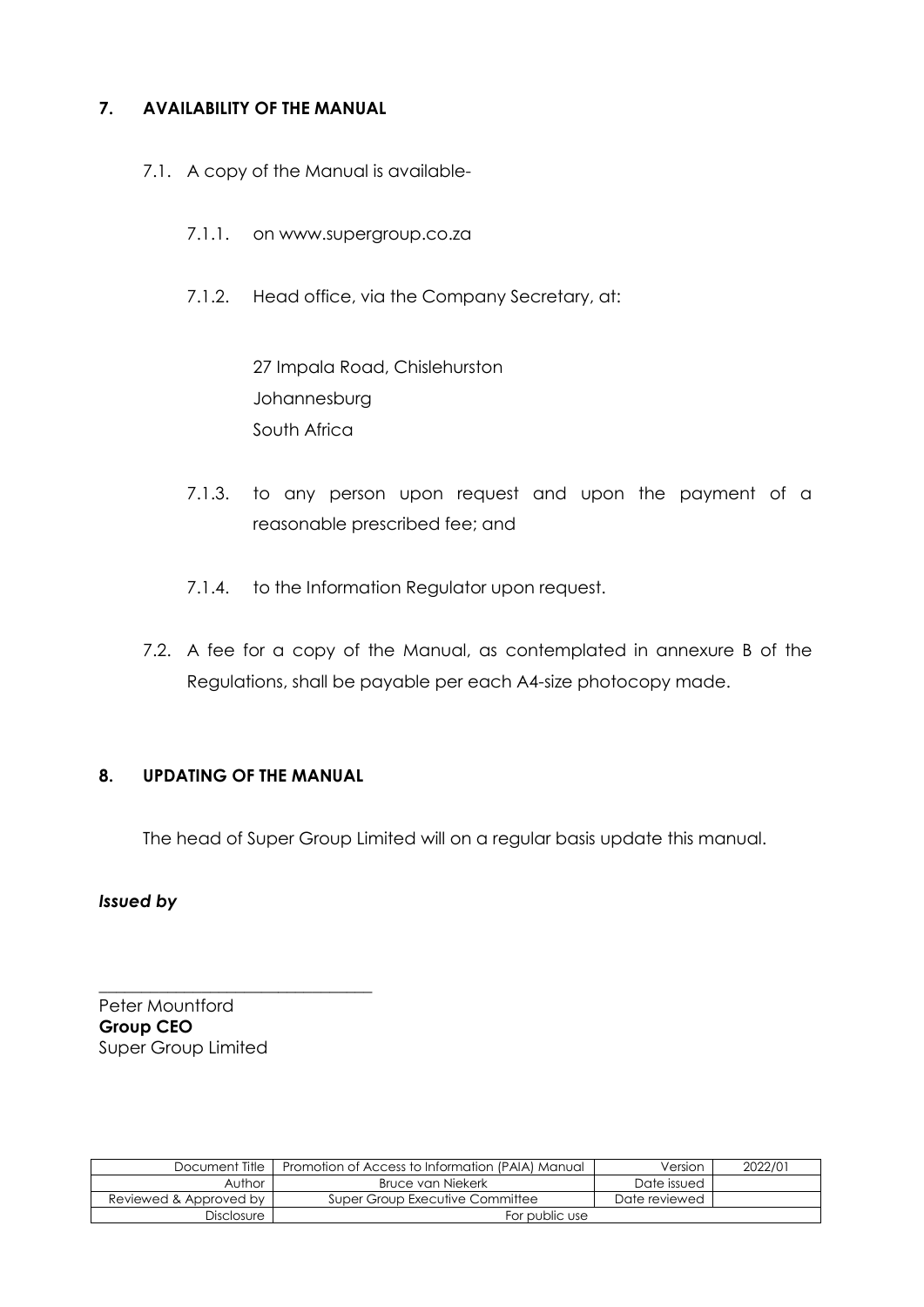## 7. AVAILABILITY OF THE MANUAL

7.1. A copy of the Manual is available-

7.1.1. on www.supergroup.co.za

7.1.2. Head office, via the Company Secretary, at:

27 Impala Road, Chislehurston
Johannesburg
South Africa

7.1.3. to any person upon request and upon the payment of a reasonable prescribed fee; and

7.1.4. to the Information Regulator upon request.

7.2. A fee for a copy of the Manual, as contemplated in annexure B of the Regulations, shall be payable per each A4-size photocopy made.

## 8. UPDATING OF THE MANUAL

The head of Super Group Limited will on a regular basis update this manual.

***Issued by***

\_\_\_\_\_\_\_\_\_\_\_\_\_\_\_\_\_\_\_\_\_\_\_\_\_\_\_\_\_\_\_\_
Peter Mountford
**Group CEO**
Super Group Limited

| | | | |
|---|---|---|---|
| Document Title | Promotion of Access to Information (PAIA) Manual | Version | 2022/01 |
| Author | Bruce van Niekerk | Date issued | |
| Reviewed & Approved by | Super Group Executive Committee | Date reviewed | |
| Disclosure | For public use | | |